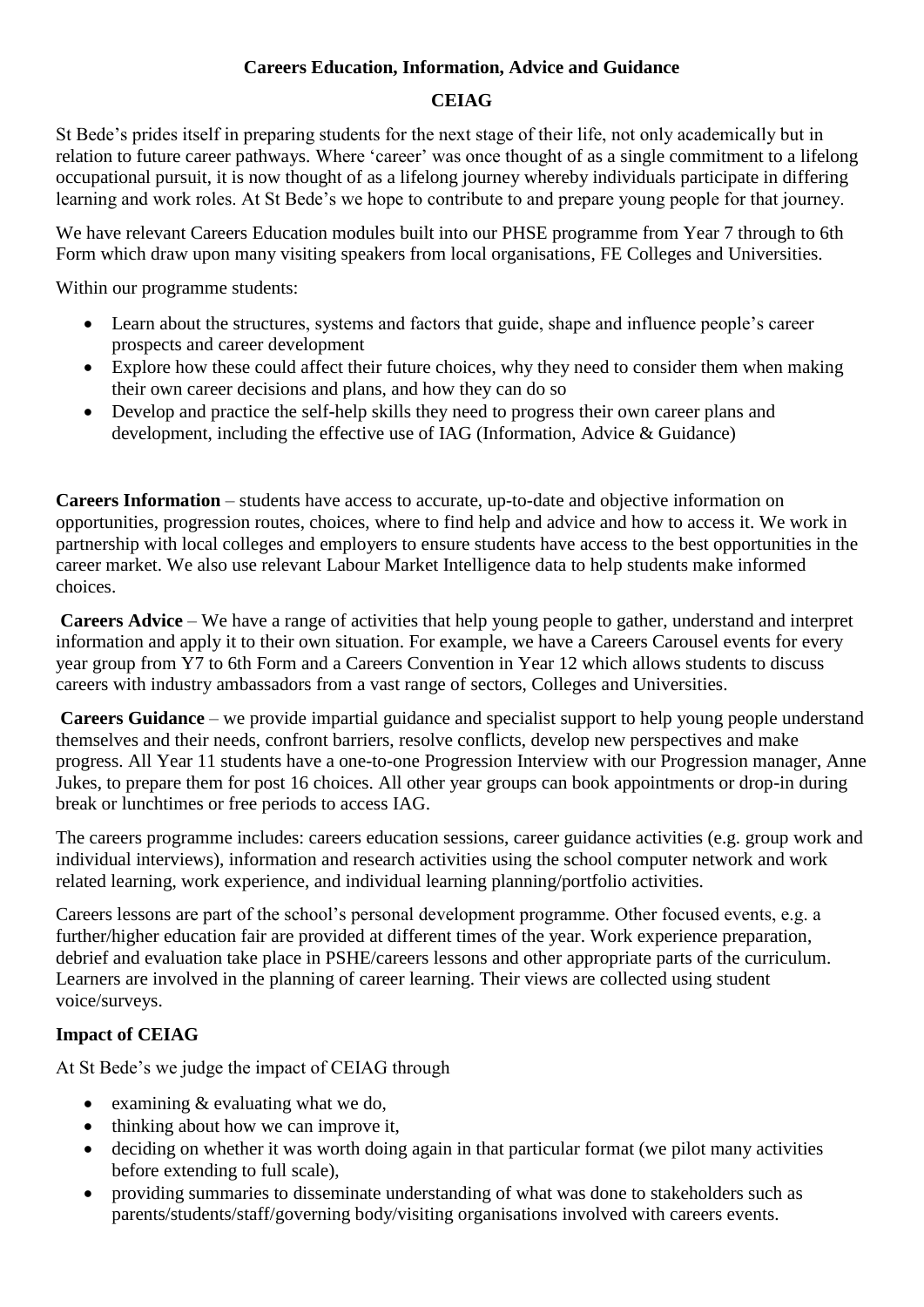# Careers Education, Information, Advice and Guidance

## CEIAG

St Bede's prides itself in preparing students for the next stage of their life, not only academically but in relation to future career pathways. Where 'career' was once thought of as a single commitment to a lifelong occupational pursuit, it is now thought of as a lifelong journey whereby individuals participate in differing learning and work roles. At St Bede's we hope to contribute to and prepare young people for that journey.

We have relevant Careers Education modules built into our PHSE programme from Year 7 through to 6th Form which draw upon many visiting speakers from local organisations, FE Colleges and Universities.

Within our programme students:

- Learn about the structures, systems and factors that guide, shape and influence people's career prospects and career development
- Explore how these could affect their future choices, why they need to consider them when making their own career decisions and plans, and how they can do so
- Develop and practice the self-help skills they need to progress their own career plans and development, including the effective use of IAG (Information, Advice & Guidance)

**Careers Information** – students have access to accurate, up-to-date and objective information on opportunities, progression routes, choices, where to find help and advice and how to access it. We work in partnership with local colleges and employers to ensure students have access to the best opportunities in the career market. We also use relevant Labour Market Intelligence data to help students make informed choices.

**Careers Advice** – We have a range of activities that help young people to gather, understand and interpret information and apply it to their own situation. For example, we have a Careers Carousel events for every year group from Y7 to 6th Form and a Careers Convention in Year 12 which allows students to discuss careers with industry ambassadors from a vast range of sectors, Colleges and Universities.

**Careers Guidance** – we provide impartial guidance and specialist support to help young people understand themselves and their needs, confront barriers, resolve conflicts, develop new perspectives and make progress. All Year 11 students have a one-to-one Progression Interview with our Progression manager, Anne Jukes, to prepare them for post 16 choices. All other year groups can book appointments or drop-in during break or lunchtimes or free periods to access IAG.

The careers programme includes: careers education sessions, career guidance activities (e.g. group work and individual interviews), information and research activities using the school computer network and work related learning, work experience, and individual learning planning/portfolio activities.

Careers lessons are part of the school's personal development programme. Other focused events, e.g. a further/higher education fair are provided at different times of the year. Work experience preparation, debrief and evaluation take place in PSHE/careers lessons and other appropriate parts of the curriculum. Learners are involved in the planning of career learning. Their views are collected using student voice/surveys.

### Impact of CEIAG

At St Bede's we judge the impact of CEIAG through

- examining & evaluating what we do,
- thinking about how we can improve it,
- deciding on whether it was worth doing again in that particular format (we pilot many activities before extending to full scale),
- providing summaries to disseminate understanding of what was done to stakeholders such as parents/students/staff/governing body/visiting organisations involved with careers events.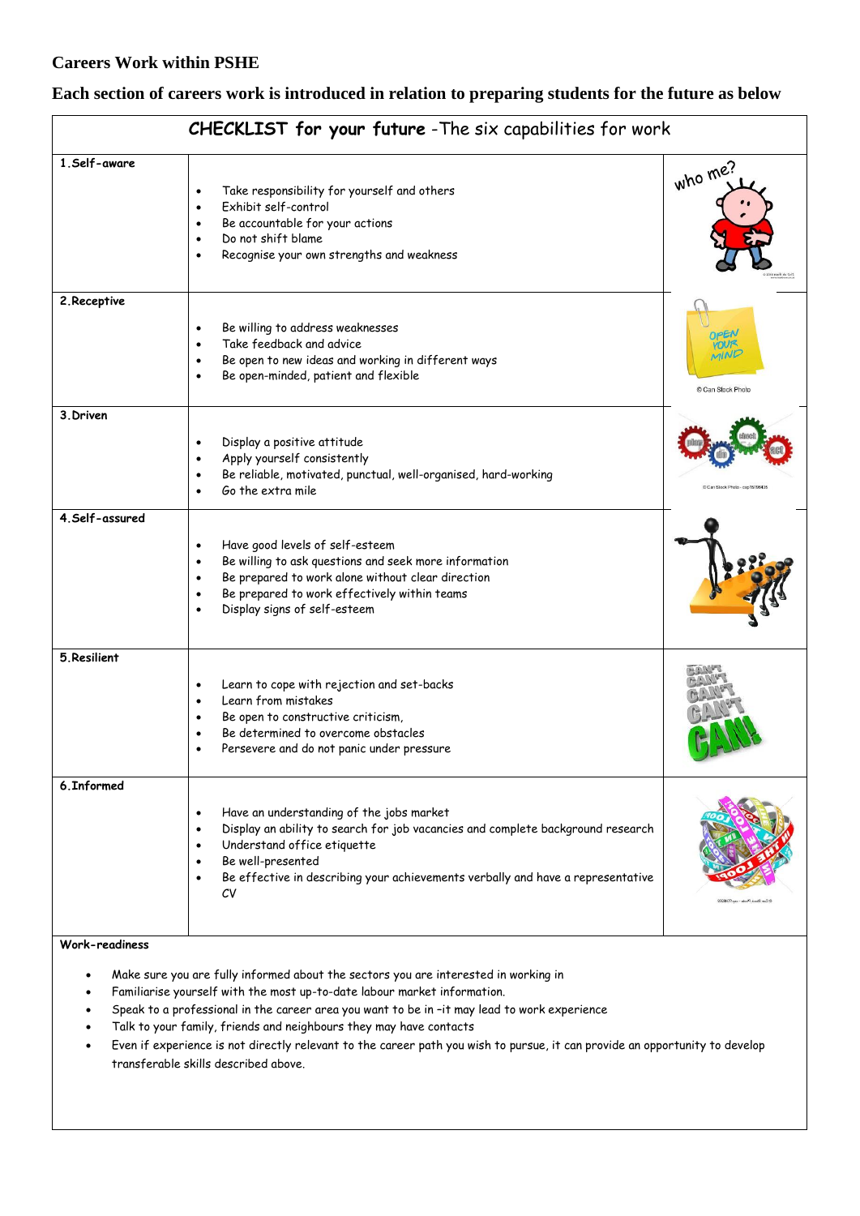## Careers Work within PSHE

**Each section of careers work is introduced in relation to preparing students for the future as below**

| **CHECKLIST for your future** -The six capabilities for work | |
|---|---|
| **1.Self-aware** | • Take responsibility for yourself and others<br>• Exhibit self-control<br>• Be accountable for your actions<br>• Do not shift blame<br>• Recognise your own strengths and weakness |
| **2.Receptive** | • Be willing to address weaknesses<br>• Take feedback and advice<br>• Be open to new ideas and working in different ways<br>• Be open-minded, patient and flexible |
| **3.Driven** | • Display a positive attitude<br>• Apply yourself consistently<br>• Be reliable, motivated, punctual, well-organised, hard-working<br>• Go the extra mile |
| **4.Self-assured** | • Have good levels of self-esteem<br>• Be willing to ask questions and seek more information<br>• Be prepared to work alone without clear direction<br>• Be prepared to work effectively within teams<br>• Display signs of self-esteem |
| **5.Resilient** | • Learn to cope with rejection and set-backs<br>• Learn from mistakes<br>• Be open to constructive criticism,<br>• Be determined to overcome obstacles<br>• Persevere and do not panic under pressure |
| **6.Informed** | • Have an understanding of the jobs market<br>• Display an ability to search for job vacancies and complete background research<br>• Understand office etiquette<br>• Be well-presented<br>• Be effective in describing your achievements verbally and have a representative CV |

**Work-readiness**

- Make sure you are fully informed about the sectors you are interested in working in
- Familiarise yourself with the most up-to-date labour market information.
- Speak to a professional in the career area you want to be in –it may lead to work experience
- Talk to your family, friends and neighbours they may have contacts
- Even if experience is not directly relevant to the career path you wish to pursue, it can provide an opportunity to develop transferable skills described above.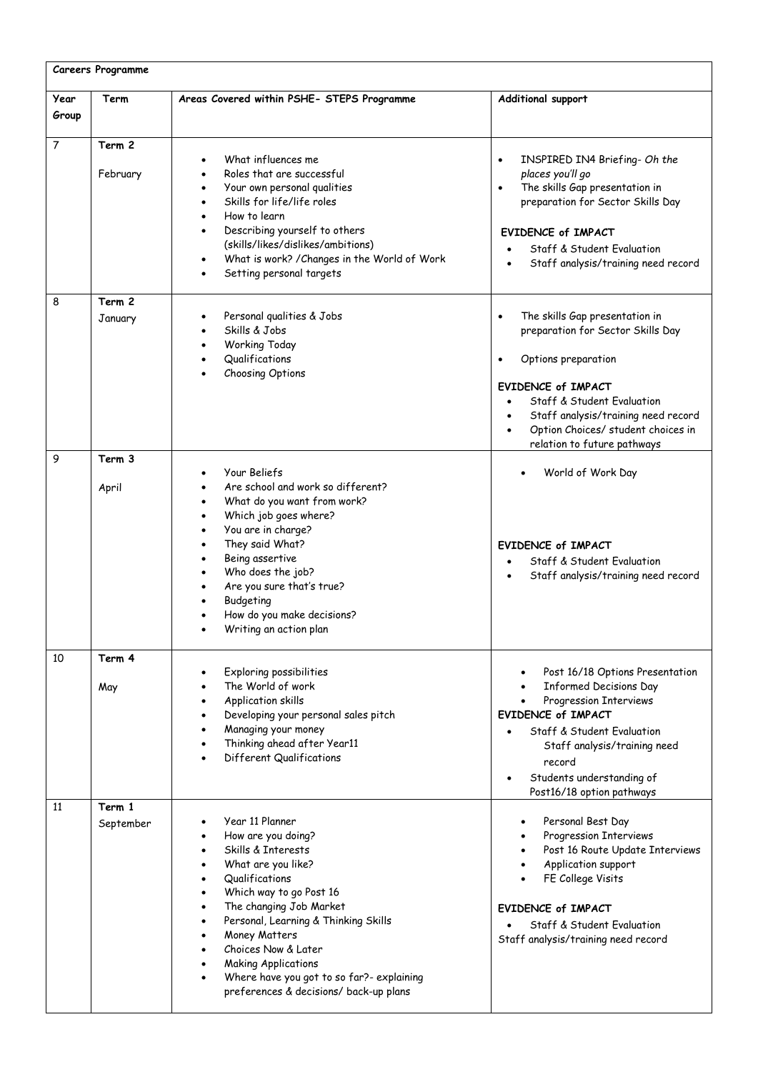| Careers Programme | | | |
|---|---|---|---|
| **Year Group** | **Term** | **Areas Covered within PSHE- STEPS Programme** | **Additional support** |
| 7 | **Term 2**<br><br>February | • What influences me<br>• Roles that are successful<br>• Your own personal qualities<br>• Skills for life/life roles<br>• How to learn<br>• Describing yourself to others (skills/likes/dislikes/ambitions)<br>• What is work? /Changes in the World of Work<br>• Setting personal targets | • INSPIRED IN4 Briefing- *Oh the places you'll go*<br>• The skills Gap presentation in preparation for Sector Skills Day<br><br>**EVIDENCE of IMPACT**<br>• Staff & Student Evaluation<br>• Staff analysis/training need record |
| 8 | **Term 2**<br><br>January | • Personal qualities & Jobs<br>• Skills & Jobs<br>• Working Today<br>• Qualifications<br>• Choosing Options | • The skills Gap presentation in preparation for Sector Skills Day<br><br>• Options preparation<br><br>**EVIDENCE of IMPACT**<br>• Staff & Student Evaluation<br>• Staff analysis/training need record<br>• Option Choices/ student choices in relation to future pathways |
| 9 | **Term 3**<br><br>April | • Your Beliefs<br>• Are school and work so different?<br>• What do you want from work?<br>• Which job goes where?<br>• You are in charge?<br>• They said What?<br>• Being assertive<br>• Who does the job?<br>• Are you sure that's true?<br>• Budgeting<br>• How do you make decisions?<br>• Writing an action plan | • World of Work Day<br><br>**EVIDENCE of IMPACT**<br>• Staff & Student Evaluation<br>• Staff analysis/training need record |
| 10 | **Term 4**<br><br>May | • Exploring possibilities<br>• The World of work<br>• Application skills<br>• Developing your personal sales pitch<br>• Managing your money<br>• Thinking ahead after Year11<br>• Different Qualifications | • Post 16/18 Options Presentation<br>• Informed Decisions Day<br>• Progression Interviews<br>**EVIDENCE of IMPACT**<br>• Staff & Student Evaluation Staff analysis/training need record<br>• Students understanding of Post16/18 option pathways |
| 11 | **Term 1**<br><br>September | • Year 11 Planner<br>• How are you doing?<br>• Skills & Interests<br>• What are you like?<br>• Qualifications<br>• Which way to go Post 16<br>• The changing Job Market<br>• Personal, Learning & Thinking Skills<br>• Money Matters<br>• Choices Now & Later<br>• Making Applications<br>• Where have you got to so far?- explaining preferences & decisions/ back-up plans | • Personal Best Day<br>• Progression Interviews<br>• Post 16 Route Update Interviews<br>• Application support<br>• FE College Visits<br><br>**EVIDENCE of IMPACT**<br>• Staff & Student Evaluation<br>Staff analysis/training need record |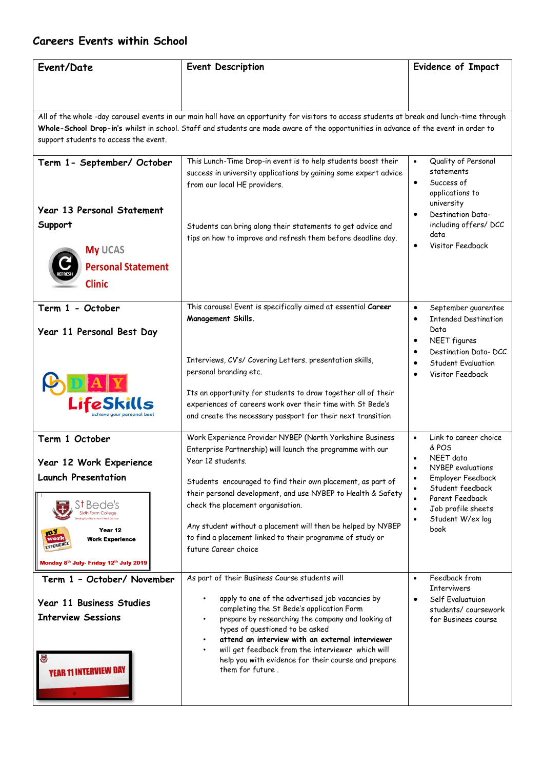## Careers Events within School

| Event/Date | Event Description | Evidence of Impact |
|---|---|---|
| All of the whole -day carousel events in our main hall have an opportunity for visitors to access students at break and lunch-time through **Whole-School Drop-in's** whilst in school. Staff and students are made aware of the opportunities in advance of the event in order to support students to access the event. | | |
| **Term 1- September/ October**<br><br>**Year 13 Personal Statement Support**<br><br>My UCAS Personal Statement Clinic | This Lunch-Time Drop-in event is to help students boost their success in university applications by gaining some expert advice from our local HE providers.<br><br>Students can bring along their statements to get advice and tips on how to improve and refresh them before deadline day. | • Quality of Personal statements<br>• Success of applications to university<br>• Destination Data- including offers/ DCC data<br>• Visitor Feedback |
| **Term 1 - October**<br><br>**Year 11 Personal Best Day**<br><br>PB DAY LifeSkills achieve your personal best | This carousel Event is specifically aimed at essential **Career Management Skills.**<br><br>Interviews, CV's/ Covering Letters. presentation skills, personal branding etc.<br><br>Its an opportunity for students to draw together all of their experiences of careers work over their time with St Bede's and create the necessary passport for their next transition | • September guarentee<br>• Intended Destination Data<br>• NEET figures<br>• Destination Data- DCC<br>• Student Evaluation<br>• Visitor Feedback |
| **Term 1 October**<br><br>**Year 12 Work Experience Launch Presentation**<br><br>St Bede's Sixth Form College<br>Year 12 Work Experience<br>Monday 8th July- Friday 12th July 2019 | Work Experience Provider NYBEP (North Yorkshire Business Enterprise Partnership) will launch the programme with our Year 12 students.<br><br>Students encouraged to find their own placement, as part of their personal development, and use NYBEP to Health & Safety check the placement organisation.<br><br>Any student without a placement will then be helped by NYBEP to find a placement linked to their programme of study or future Career choice | • Link to career choice & POS<br>• NEET data<br>• NYBEP evaluations<br>• Employer Feedback<br>• Student feedback<br>• Parent Feedback<br>• Job profile sheets<br>• Student W/ex log book |
| **Term 1 – October/ November**<br><br>**Year 11 Business Studies Interview Sessions**<br><br>YEAR 11 INTERVIEW DAY | As part of their Business Course students will<br>• apply to one of the advertised job vacancies by completing the St Bede's application Form<br>• prepare by researching the company and looking at types of questioned to be asked<br>• **attend an interview with an external interviewer**<br>• will get feedback from the interviewer which will help you with evidence for their course and prepare them for future . | • Feedback from Interviwers<br>• Self Evaluatuion students/ coursework for Businees course |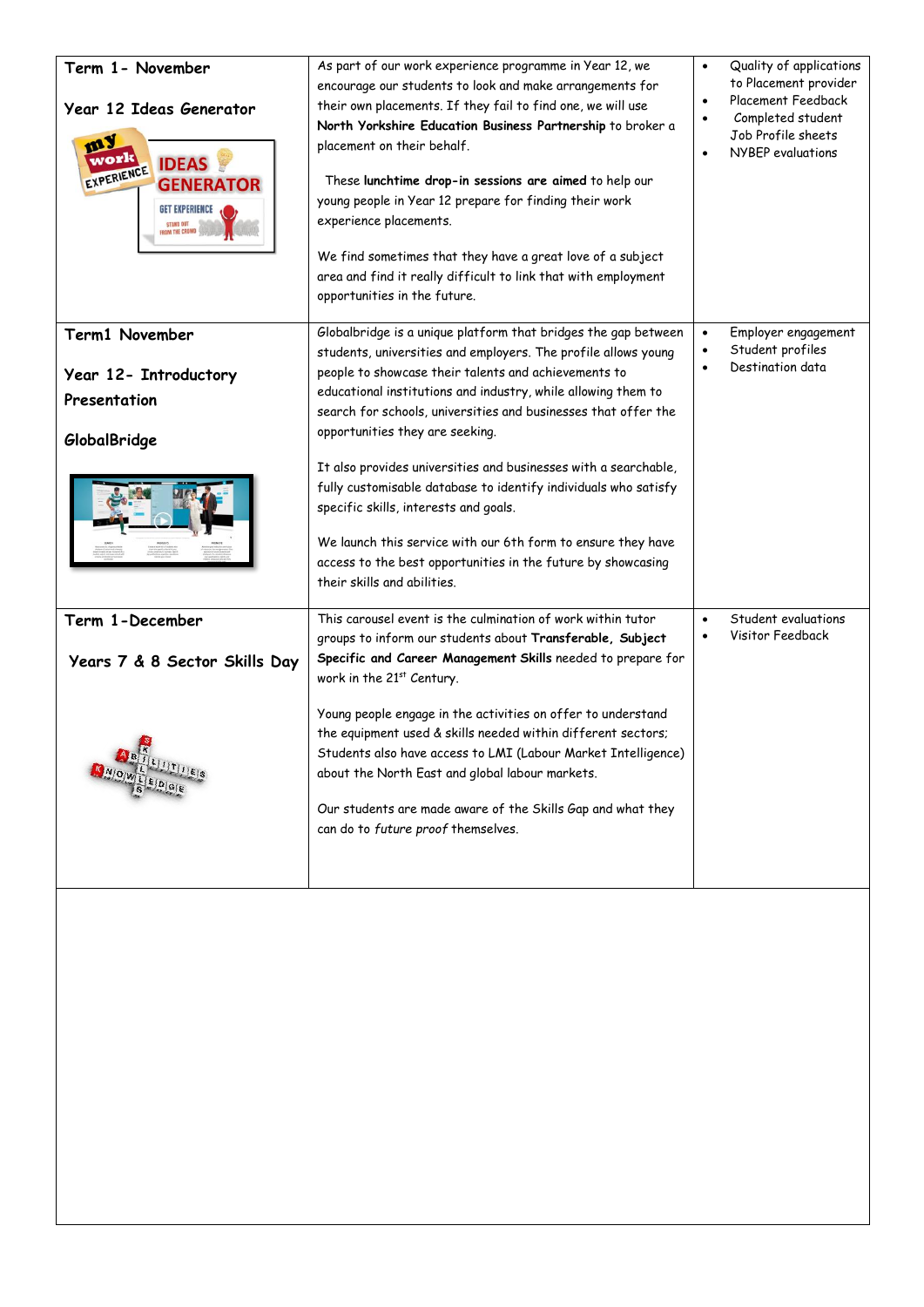| | | |
|---|---|---|
| **Term 1- November**<br><br>**Year 12 Ideas Generator** | As part of our work experience programme in Year 12, we encourage our students to look and make arrangements for their own placements. If they fail to find one, we will use **North Yorkshire Education Business Partnership** to broker a placement on their behalf.<br><br>These **lunchtime drop-in sessions are aimed** to help our young people in Year 12 prepare for finding their work experience placements.<br><br>We find sometimes that they have a great love of a subject area and find it really difficult to link that with employment opportunities in the future. | • Quality of applications to Placement provider<br>• Placement Feedback<br>• Completed student Job Profile sheets<br>• NYBEP evaluations |
| **Term1 November**<br><br>**Year 12- Introductory Presentation**<br><br>**GlobalBridge** | Globalbridge is a unique platform that bridges the gap between students, universities and employers. The profile allows young people to showcase their talents and achievements to educational institutions and industry, while allowing them to search for schools, universities and businesses that offer the opportunities they are seeking.<br><br>It also provides universities and businesses with a searchable, fully customisable database to identify individuals who satisfy specific skills, interests and goals.<br><br>We launch this service with our 6th form to ensure they have access to the best opportunities in the future by showcasing their skills and abilities. | • Employer engagement<br>• Student profiles<br>• Destination data |
| **Term 1-December**<br><br>**Years 7 & 8 Sector Skills Day** | This carousel event is the culmination of work within tutor groups to inform our students about **Transferable, Subject Specific and Career Management Skills** needed to prepare for work in the 21st Century.<br><br>Young people engage in the activities on offer to understand the equipment used & skills needed within different sectors; Students also have access to LMI (Labour Market Intelligence) about the North East and global labour markets.<br><br>Our students are made aware of the Skills Gap and what they can do to *future proof* themselves. | • Student evaluations<br>• Visitor Feedback |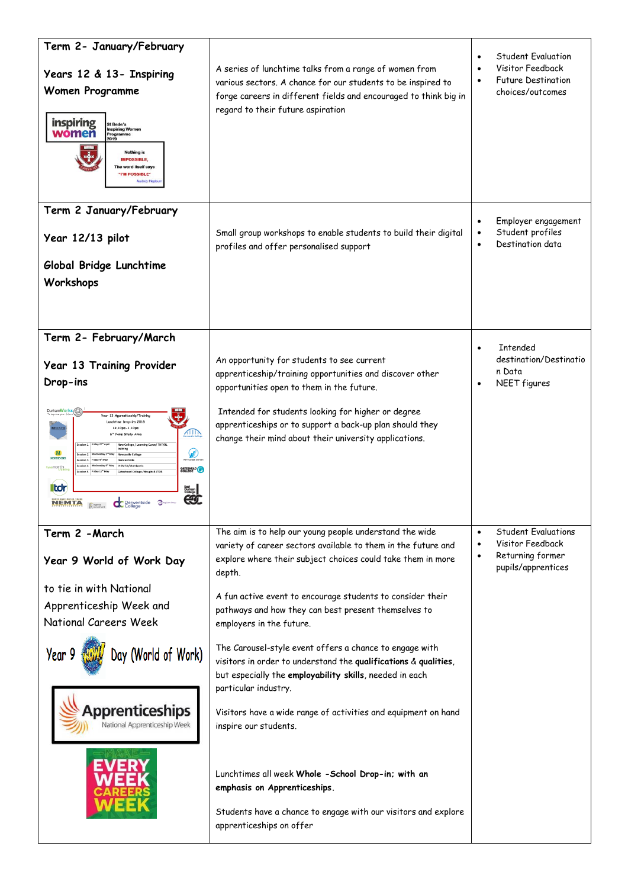| Term 2- January/February<br><br>Years 12 & 13- Inspiring Women Programme | A series of lunchtime talks from a range of women from various sectors. A chance for our students to be inspired to forge careers in different fields and encouraged to think big in regard to their future aspiration | • Student Evaluation<br>• Visitor Feedback<br>• Future Destination choices/outcomes |
|---|---|---|
| Term 2 January/February<br><br>Year 12/13 pilot<br><br>Global Bridge Lunchtime Workshops | Small group workshops to enable students to build their digital profiles and offer personalised support | • Employer engagement<br>• Student profiles<br>• Destination data |
| Term 2- February/March<br><br>Year 13 Training Provider Drop-ins | An opportunity for students to see current apprenticeship/training opportunities and discover other opportunities open to them in the future.<br><br>Intended for students looking for higher or degree apprenticeships or to support a back-up plan should they change their mind about their university applications. | • Intended destination/Destination Data<br>• NEET figures |
| Term 2 -March<br><br>Year 9 World of Work Day<br><br>to tie in with National Apprenticeship Week and National Careers Week | The aim is to help our young people understand the wide variety of career sectors available to them in the future and explore where their subject choices could take them in more depth.<br><br>A fun active event to encourage students to consider their pathways and how they can best present themselves to employers in the future.<br><br>The Carousel-style event offers a chance to engage with visitors in order to understand the **qualifications** & **qualities**, but especially the **employability skills**, needed in each particular industry.<br><br>Visitors have a wide range of activities and equipment on hand inspire our students.<br><br>Lunchtimes all week **Whole -School Drop-in; with an emphasis on Apprenticeships.**<br><br>Students have a chance to engage with our visitors and explore apprenticeships on offer | • Student Evaluations<br>• Visitor Feedback<br>• Returning former pupils/apprentices |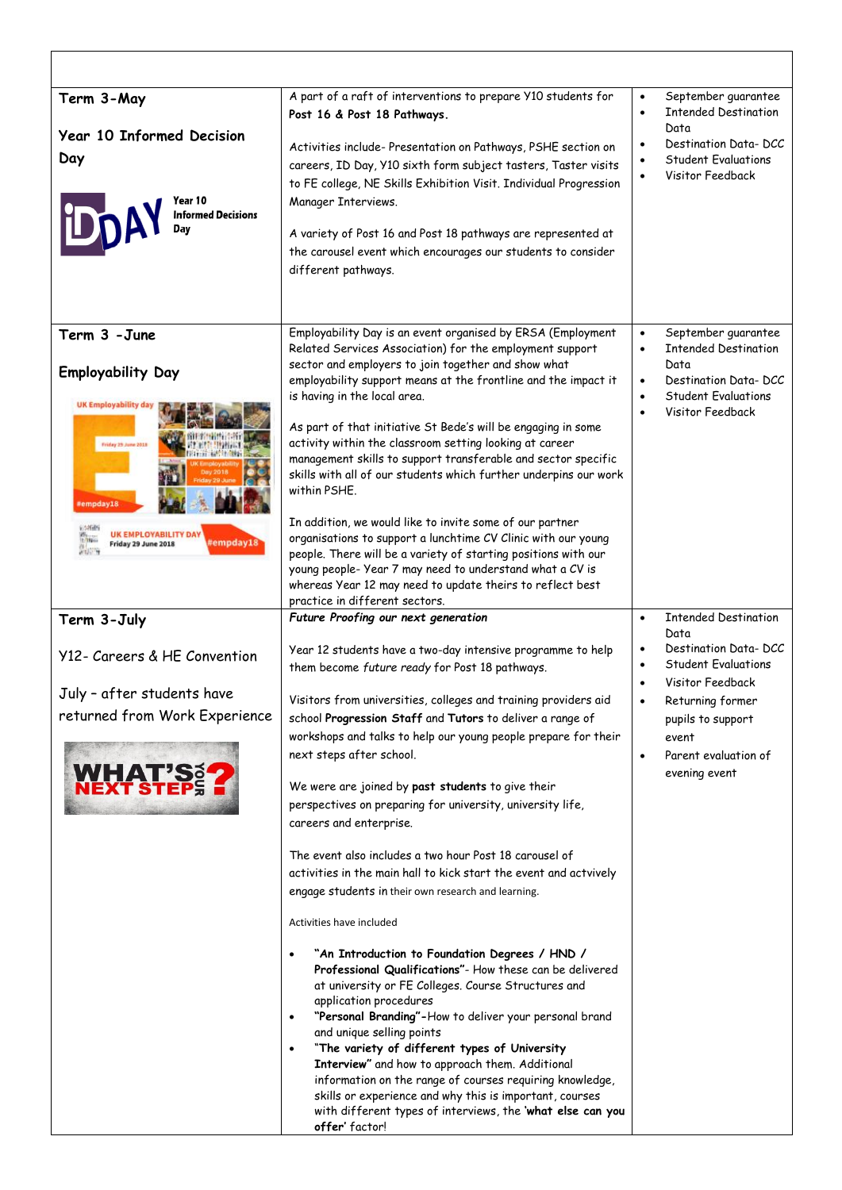| | | |
|---|---|---|
| **Term 3-May**<br><br>**Year 10 Informed Decision Day**<br><br>Year 10 Informed Decisions Day | A part of a raft of interventions to prepare Y10 students for **Post 16 & Post 18 Pathways.**<br><br>Activities include- Presentation on Pathways, PSHE section on careers, ID Day, Y10 sixth form subject tasters, Taster visits to FE college, NE Skills Exhibition Visit. Individual Progression Manager Interviews.<br><br>A variety of Post 16 and Post 18 pathways are represented at the carousel event which encourages our students to consider different pathways. | • September guarantee<br>• Intended Destination Data<br>• Destination Data- DCC<br>• Student Evaluations<br>• Visitor Feedback |
| **Term 3 -June**<br><br>**Employability Day** | Employability Day is an event organised by ERSA (Employment Related Services Association) for the employment support sector and employers to join together and show what employability support means at the frontline and the impact it is having in the local area.<br><br>As part of that initiative St Bede's will be engaging in some activity within the classroom setting looking at career management skills to support transferable and sector specific skills with all of our students which further underpins our work within PSHE.<br><br>In addition, we would like to invite some of our partner organisations to support a lunchtime CV Clinic with our young people. There will be a variety of starting positions with our young people- Year 7 may need to understand what a CV is whereas Year 12 may need to update theirs to reflect best practice in different sectors. | • September guarantee<br>• Intended Destination Data<br>• Destination Data- DCC<br>• Student Evaluations<br>• Visitor Feedback |
| **Term 3-July**<br><br>Y12- Careers & HE Convention<br><br>July – after students have returned from Work Experience | ***Future Proofing our next generation***<br><br>Year 12 students have a two-day intensive programme to help them become *future ready* for Post 18 pathways.<br><br>Visitors from universities, colleges and training providers aid school **Progression Staff** and **Tutors** to deliver a range of workshops and talks to help our young people prepare for their next steps after school.<br><br>We were are joined by **past students** to give their perspectives on preparing for university, university life, careers and enterprise.<br><br>The event also includes a two hour Post 18 carousel of activities in the main hall to kick start the event and actvively engage students in their own research and learning.<br><br>Activities have included<br><br>• **"An Introduction to Foundation Degrees / HND / Professional Qualifications"**- How these can be delivered at university or FE Colleges. Course Structures and application procedures<br>• **"Personal Branding"**-How to deliver your personal brand and unique selling points<br>• **"The variety of different types of University Interview"** and how to approach them. Additional information on the range of courses requiring knowledge, skills or experience and why this is important, courses with different types of interviews, the **'what else can you offer'** factor! | • Intended Destination Data<br>• Destination Data- DCC<br>• Student Evaluations<br>• Visitor Feedback<br>• Returning former pupils to support event<br>• Parent evaluation of evening event |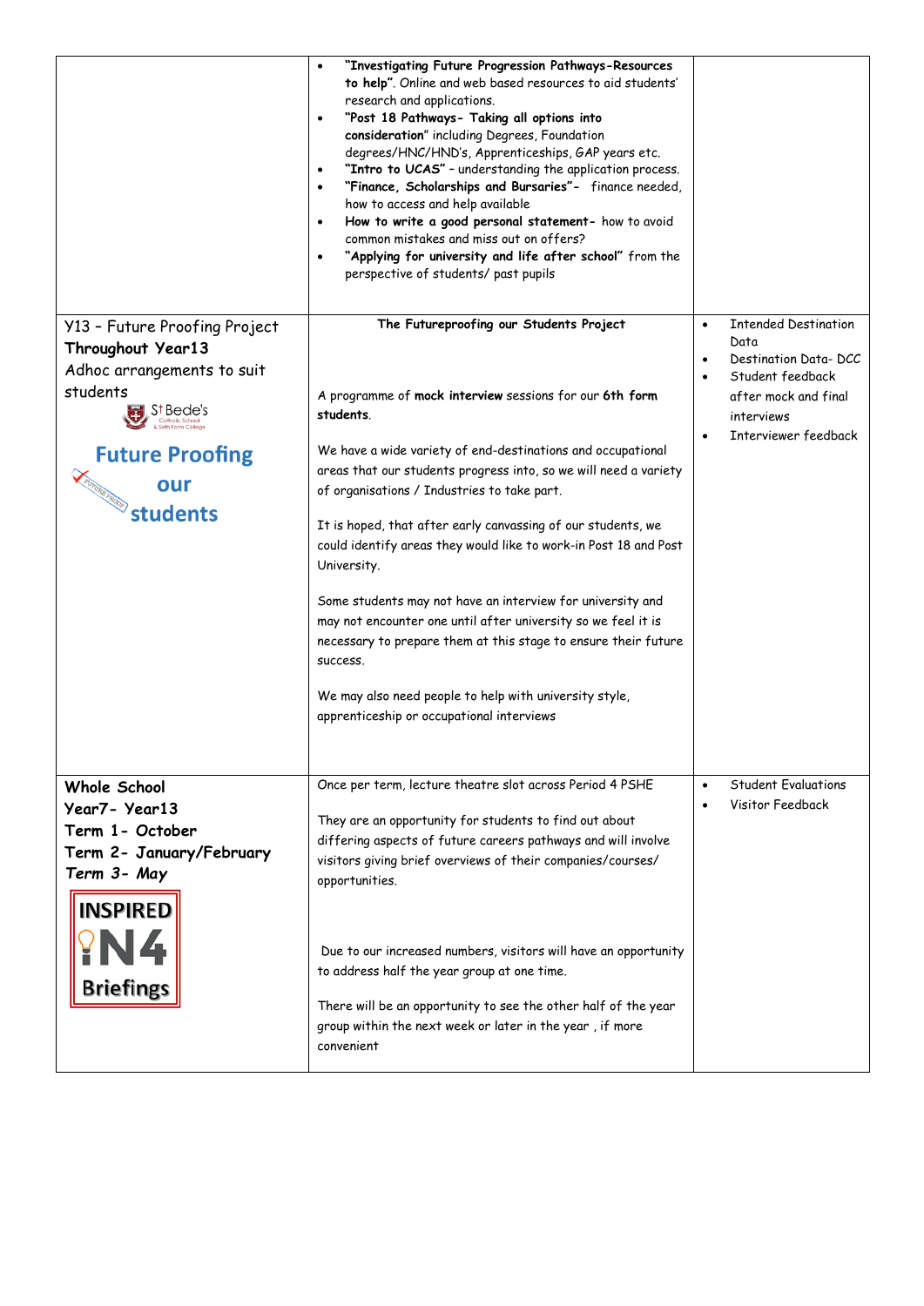| | | |
|---|---|---|
| | • **"Investigating Future Progression Pathways-Resources to help"**. Online and web based resources to aid students' research and applications.<br>• **"Post 18 Pathways- Taking all options into consideration"** including Degrees, Foundation degrees/HNC/HND's, Apprenticeships, GAP years etc.<br>• **"Intro to UCAS"** – understanding the application process.<br>• **"Finance, Scholarships and Bursaries"-** finance needed, how to access and help available<br>• **How to write a good personal statement-** how to avoid common mistakes and miss out on offers?<br>• **"Applying for university and life after school"** from the perspective of students/ past pupils | |
| Y13 – Future Proofing Project<br>**Throughout Year13**<br>Adhoc arrangements to suit students<br>St Bede's Catholic School & Sixth Form College<br>**Future Proofing our students** | **The Futureproofing our Students Project**<br><br>A programme of **mock interview** sessions for our **6th form** students.<br><br>We have a wide variety of end-destinations and occupational areas that our students progress into, so we will need a variety of organisations / Industries to take part.<br><br>It is hoped, that after early canvassing of our students, we could identify areas they would like to work-in Post 18 and Post University.<br><br>Some students may not have an interview for university and may not encounter one until after university so we feel it is necessary to prepare them at this stage to ensure their future success.<br><br>We may also need people to help with university style, apprenticeship or occupational interviews | • Intended Destination Data<br>• Destination Data- DCC<br>• Student feedback after mock and final interviews<br>• Interviewer feedback |
| **Whole School**<br>**Year7- Year13**<br>**Term 1- October**<br>**Term 2- January/February**<br>***Term 3- May***<br>**INSPIRED IN4 Briefings** | Once per term, lecture theatre slot across Period 4 PSHE<br><br>They are an opportunity for students to find out about differing aspects of future careers pathways and will involve visitors giving brief overviews of their companies/courses/ opportunities.<br><br>Due to our increased numbers, visitors will have an opportunity to address half the year group at one time.<br><br>There will be an opportunity to see the other half of the year group within the next week or later in the year , if more convenient | • Student Evaluations<br>• Visitor Feedback |